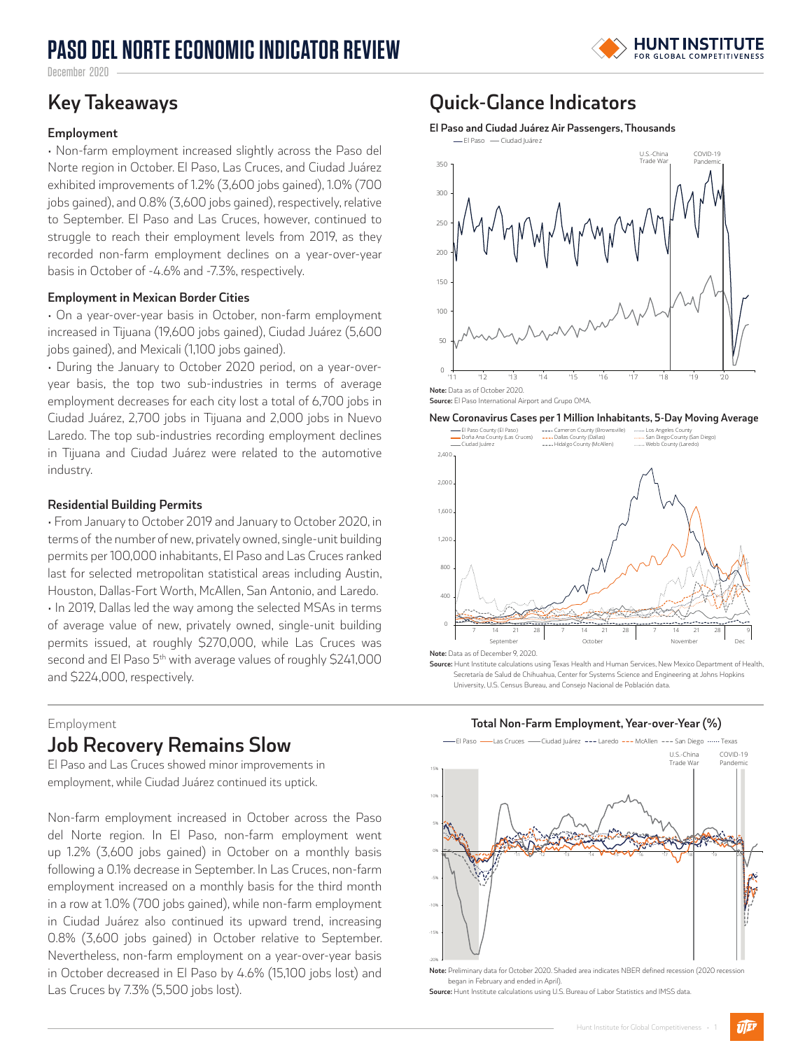# PASO DEL NORTE ECONOMIC INDICATOR REVIEW

December 2020

## Key Takeaways

### Employment

• Non-farm employment increased slightly across the Paso del Norte region in October. El Paso, Las Cruces, and Ciudad Juárez exhibited improvements of 1.2% (3,600 jobs gained), 1.0% (700 jobs gained), and 0.8% (3,600 jobs gained), respectively, relative to September. El Paso and Las Cruces, however, continued to struggle to reach their employment levels from 2019, as they recorded non-farm employment declines on a year-over-year basis in October of -4.6% and -7.3%, respectively.

### Employment in Mexican Border Cities

• On a year-over-year basis in October, non-farm employment increased in Tijuana (19,600 jobs gained), Ciudad Juárez (5,600 jobs gained), and Mexicali (1,100 jobs gained).

• During the January to October 2020 period, on a year-over-year basis, the top two sub-industries in terms of average employment decreases for each city lost a total of 6,700 jobs in Ciudad Juárez, 2,700 jobs in Tijuana and 2,000 jobs in Nuevo Laredo. The top sub-industries recording employment declines in Tijuana and Ciudad Juárez were related to the automotive industry.

### Residential Building Permits

• From January to October 2019 and January to October 2020, in terms of the number of new, privately owned, single-unit building permits per 100,000 inhabitants, El Paso and Las Cruces ranked last for selected metropolitan statistical areas including Austin, Houston, Dallas-Fort Worth, McAllen, San Antonio, and Laredo.

• In 2019, Dallas led the way among the selected MSAs in terms of average value of new, privately owned, single-unit building permits issued, at roughly $270,000, while Las Cruces was second and El Paso 5th with average values of roughly $241,000 and $224,000, respectively.

## Quick-Glance Indicators

**El Paso and Ciudad Juárez Air Passengers, Thousands**

**Note:** Data as of October 2020.
**Source:** El Paso International Airport and Grupo OMA.

**New Coronavirus Cases per 1 Million Inhabitants, 5-Day Moving Average**

**Note:** Data as of December 9, 2020.
**Source:** Hunt Institute calculations using Texas Health and Human Services, New Mexico Department of Health, Secretaría de Salud de Chihuahua, Center for Systems Science and Engineering at Johns Hopkins University, U.S. Census Bureau, and Consejo Nacional de Población data.

Employment

## Job Recovery Remains Slow

El Paso and Las Cruces showed minor improvements in employment, while Ciudad Juárez continued its uptick.

Non-farm employment increased in October across the Paso del Norte region. In El Paso, non-farm employment went up 1.2% (3,600 jobs gained) in October on a monthly basis following a 0.1% decrease in September. In Las Cruces, non-farm employment increased on a monthly basis for the third month in a row at 1.0% (700 jobs gained), while non-farm employment in Ciudad Juárez also continued its upward trend, increasing 0.8% (3,600 jobs gained) in October relative to September. Nevertheless, non-farm employment on a year-over-year basis in October decreased in El Paso by 4.6% (15,100 jobs lost) and Las Cruces by 7.3% (5,500 jobs lost).

**Total Non-Farm Employment, Year-over-Year (%)**

**Note:** Preliminary data for October 2020. Shaded area indicates NBER defined recession (2020 recession began in February and ended in April).
**Source:** Hunt Institute calculations using U.S. Bureau of Labor Statistics and IMSS data.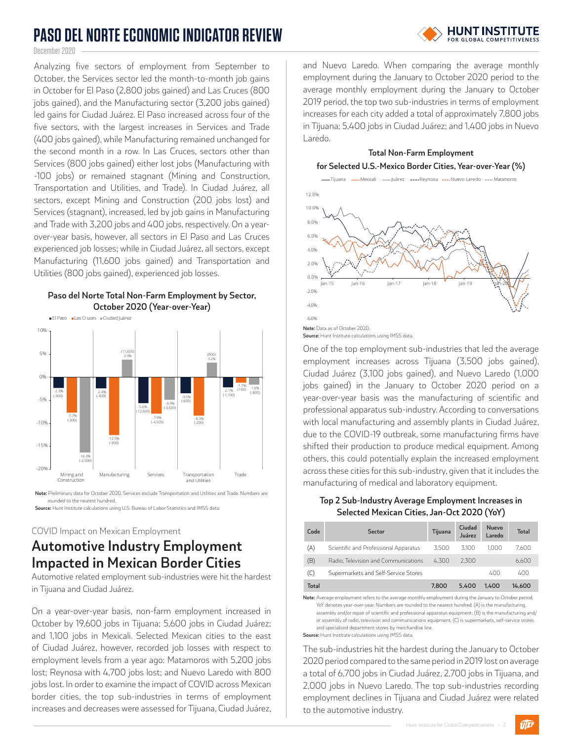# PASO DEL NORTE ECONOMIC INDICATOR REVIEW

December 2020

Analyzing five sectors of employment from September to October, the Services sector led the month-to-month job gains in October for El Paso (2,800 jobs gained) and Las Cruces (800 jobs gained), and the Manufacturing sector (3,200 jobs gained) led gains for Ciudad Juárez. El Paso increased across four of the five sectors, with the largest increases in Services and Trade (400 jobs gained), while Manufacturing remained unchanged for the second month in a row. In Las Cruces, sectors other than Services (800 jobs gained) either lost jobs (Manufacturing with -100 jobs) or remained stagnant (Mining and Construction, Transportation and Utilities, and Trade). In Ciudad Juárez, all sectors, except Mining and Construction (200 jobs lost) and Services (stagnant), increased, led by job gains in Manufacturing and Trade with 3,200 jobs and 400 jobs, respectively. On a year-over-year basis, however, all sectors in El Paso and Las Cruces experienced job losses; while in Ciudad Juárez, all sectors, except Manufacturing (11,600 jobs gained) and Transportation and Utilities (800 jobs gained), experienced job losses.

**Paso del Norte Total Non-Farm Employment by Sector, October 2020 (Year-over-Year)**

| Sector | El Paso | Las Cruces | Ciudad Juárez |
|---|---|---|---|
| Mining and Construction | -2.3% (-400) | -7.7% (-300) | -16.3% (-2,500) |
| Manufacturing | -2.4% (-400) | -12.5% (-400) | 3.9% (11,600) |
| Services | -5.6% (-12,600) | -7.9% (-4,500) | -4.9% (-3,500) |
| Transportation and Utilities | -3.5% (-600) | -8.3% (-200) | 3.2% (800) |
| Trade | -2.1% (-1,100) | -1.1% (-100) | -1.6% (-800) |

**Note:** Preliminary data for October 2020. Services exclude Transportation and Utilities and Trade. Numbers are rounded to the nearest hundred.
**Source:** Hunt Institute calculations using U.S. Bureau of Labor Statistics and IMSS data.

COVID Impact on Mexican Employment

## Automotive Industry Employment Impacted in Mexican Border Cities

Automotive related employment sub-industries were hit the hardest in Tijuana and Ciudad Juárez.

On a year-over-year basis, non-farm employment increased in October by 19,600 jobs in Tijuana; 5,600 jobs in Ciudad Juárez; and 1,100 jobs in Mexicali. Selected Mexican cities to the east of Ciudad Juárez, however, recorded job losses with respect to employment levels from a year ago: Matamoros with 5,200 jobs lost; Reynosa with 4,700 jobs lost; and Nuevo Laredo with 800 jobs lost. In order to examine the impact of COVID across Mexican border cities, the top sub-industries in terms of employment increases and decreases were assessed for Tijuana, Ciudad Juárez, and Nuevo Laredo. When comparing the average monthly employment during the January to October 2020 period to the average monthly employment during the January to October 2019 period, the top two sub-industries in terms of employment increases for each city added a total of approximately 7,800 jobs in Tijuana; 5,400 jobs in Ciudad Juárez; and 1,400 jobs in Nuevo Laredo.

**Total Non-Farm Employment for Selected U.S.-Mexico Border Cities, Year-over-Year (%)**

Tijuana, Mexicali, Juárez, Reynosa, Nuevo Laredo, Matamoros

**Note:** Data as of October 2020.
**Source:** Hunt Institute calculations using IMSS data.

One of the top employment sub-industries that led the average employment increases across Tijuana (3,500 jobs gained), Ciudad Juárez (3,100 jobs gained), and Nuevo Laredo (1,000 jobs gained) in the January to October 2020 period on a year-over-year basis was the manufacturing of scientific and professional apparatus sub-industry. According to conversations with local manufacturing and assembly plants in Ciudad Juárez, due to the COVID-19 outbreak, some manufacturing firms have shifted their production to produce medical equipment. Among others, this could potentially explain the increased employment across these cities for this sub-industry, given that it includes the manufacturing of medical and laboratory equipment.

**Top 2 Sub-Industry Average Employment Increases in Selected Mexican Cities, Jan-Oct 2020 (YoY)**

| Code | Sector | Tijuana | Ciudad Juárez | Nuevo Laredo | Total |
|---|---|---|---|---|---|
| (A) | Scientific and Professional Apparatus | 3,500 | 3,100 | 1,000 | 7,600 |
| (B) | Radio, Television and Communications | 4,300 | 2,300 | | 6,600 |
| (C) | Supermarkets and Self-Service Stores | | | 400 | 400 |
| **Total** | | **7,800** | **5,400** | **1,400** | **14,600** |

**Note:** Average employment refers to the average monthly employment during the January to October period. YoY denotes year-over-year. Numbers are rounded to the nearest hundred. (A) is the manufacturing, assembly and/or repair of scientific and professional apparatus equipment; (B) is the manufacturing and/or assembly of radio, television and communications equipment; (C) is supermarkets, self-service stores and specialized department stores by merchandise line.
**Source:** Hunt Institute calculations using IMSS data.

The sub-industries hit the hardest during the January to October 2020 period compared to the same period in 2019 lost on average a total of 6,700 jobs in Ciudad Juárez, 2,700 jobs in Tijuana, and 2,000 jobs in Nuevo Laredo. The top sub-industries recording employment declines in Tijuana and Ciudad Juárez were related to the automotive industry.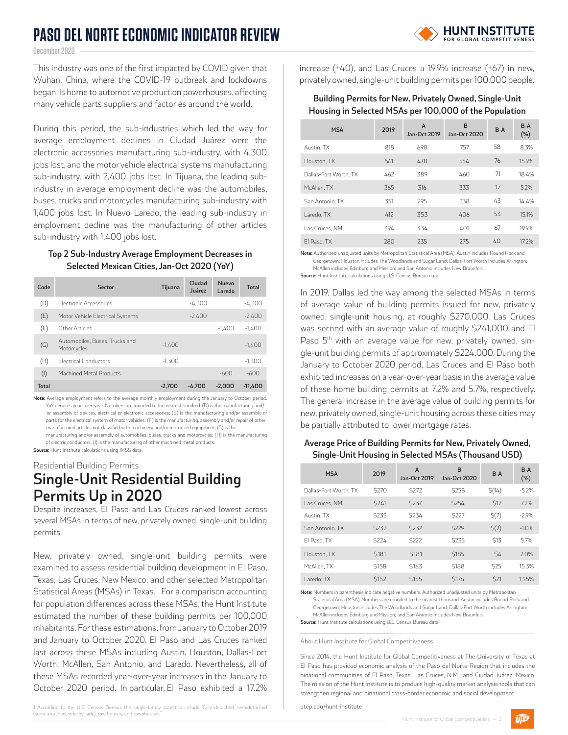This industry was one of the first impacted by COVID given that Wuhan, China, where the COVID-19 outbreak and lockdowns began, is home to automotive production powerhouses, affecting many vehicle parts suppliers and factories around the world.

During this period, the sub-industries which led the way for average employment declines in Ciudad Juárez were the electronic accessories manufacturing sub-industry, with 4,300 jobs lost, and the motor vehicle electrical systems manufacturing sub-industry, with 2,400 jobs lost. In Tijuana, the leading sub-industry in average employment decline was the automobiles, buses, trucks and motorcycles manufacturing sub-industry with 1,400 jobs lost. In Nuevo Laredo, the leading sub-industry in employment decline was the manufacturing of other articles sub-industry with 1,400 jobs lost.

**Top 2 Sub-Industry Average Employment Decreases in Selected Mexican Cities, Jan-Oct 2020 (YoY)**

| Code | Sector | Tijuana | Ciudad Juárez | Nuevo Laredo | Total |
|---|---|---|---|---|---|
| (D) | Electronic Accessories | | -4,300 | | -4,300 |
| (E) | Motor Vehicle Electrical Systems | | -2,400 | | -2,400 |
| (F) | Other Articles | | | -1,400 | -1,400 |
| (G) | Automobiles, Buses, Trucks and Motorcycles | -1,400 | | | -1,400 |
| (H) | Electrical Conductors | -1,300 | | | -1,300 |
| (I) | Machined Metal Products | | | -600 | -600 |
| **Total** | | **-2,700** | **-6,700** | **-2,000** | **-11,400** |

**Note:** Average employment refers to the average monthly employment during the January to October period. YoY denotes year-over-year. Numbers are rounded to the nearest hundred. (D) is the manufacturing and/or assembly of devices, electrical or electronic accessories; (E) is the manufacturing and/or assembly of parts for the electrical system of motor vehicles; (F) is the manufacturing, assembly and/or repair of other manufactured articles not classified with machinery and/or motorized equipment; (G) is the manufacturing and/or assembly of automobiles, buses, trucks and motorcycles; (H) is the manufacturing of electric conductors; (I) is the manufacturing of other machined metal products.
**Source:** Hunt Institute calculations using IMSS data.

Residential Building Permits

## Single-Unit Residential Building Permits Up in 2020

Despite increases, El Paso and Las Cruces ranked lowest across several MSAs in terms of new, privately owned, single-unit building permits.

New, privately owned, single-unit building permits were examined to assess residential building development in El Paso, Texas; Las Cruces, New Mexico; and other selected Metropolitan Statistical Areas (MSAs) in Texas.[1] For a comparison accounting for population differences across these MSAs, the Hunt Institute estimated the number of these building permits per 100,000 inhabitants. For these estimations, from January to October 2019 and January to October 2020, El Paso and Las Cruces ranked last across these MSAs including Austin, Houston, Dallas-Fort Worth, McAllen, San Antonio, and Laredo. Nevertheless, all of these MSAs recorded year-over-year increases in the January to October 2020 period. In particular, El Paso exhibited a 17.2% increase (+40), and Las Cruces a 19.9% increase (+67) in new, privately owned, single-unit building permits per 100,000 people.

**Building Permits for New, Privately Owned, Single-Unit Housing in Selected MSAs per 100,000 of the Population**

| MSA | 2019 | A Jan-Oct 2019 | B Jan-Oct 2020 | B-A | B-A (%) |
|---|---|---|---|---|---|
| Austin, TX | 818 | 698 | 757 | 58 | 8.3% |
| Houston, TX | 561 | 478 | 554 | 76 | 15.9% |
| Dallas-Fort Worth, TX | 462 | 389 | 460 | 71 | 18.4% |
| McAllen, TX | 365 | 316 | 333 | 17 | 5.2% |
| San Antonio, TX | 351 | 295 | 338 | 43 | 14.4% |
| Laredo, TX | 412 | 353 | 406 | 53 | 15.1% |
| Las Cruces, NM | 394 | 334 | 401 | 67 | 19.9% |
| El Paso, TX | 280 | 235 | 275 | 40 | 17.2% |

**Note:** Authorized unadjusted units by Metropolitan Statistical Area (MSA). Austin includes Round Rock and Georgetown; Houston includes The Woodlands and Sugar Land; Dallas-Fort Worth includes Arlington; McAllen includes Edinburg and Mission; and San Antonio includes New Braunfels.
**Source:** Hunt Institute calculations using U.S. Census Bureau data.

In 2019, Dallas led the way among the selected MSAs in terms of average value of building permits issued for new, privately owned, single-unit housing, at roughly $270,000. Las Cruces was second with an average value of roughly $241,000 and El Paso 5th with an average value for new, privately owned, single-unit building permits of approximately $224,000. During the January to October 2020 period, Las Cruces and El Paso both exhibited increases on a year-over-year basis in the average value of these home building permits at 7.2% and 5.7%, respectively. The general increase in the average value of building permits for new, privately owned, single-unit housing across these cities may be partially attributed to lower mortgage rates.

**Average Price of Building Permits for New, Privately Owned, Single-Unit Housing in Selected MSAs (Thousand USD)**

| MSA | 2019 | A Jan-Oct 2019 | B Jan-Oct 2020 | B-A | B-A (%) |
|---|---|---|---|---|---|
| Dallas-Fort Worth, TX | $270 | $272 | $258 | $(14) | -5.2% |
| Las Cruces, NM | $241 | $237 | $254 | $17 | 7.2% |
| Austin, TX | $233 | $234 | $227 | $(7) | -2.9% |
| San Antonio, TX | $232 | $232 | $229 | $(2) | -1.0% |
| El Paso, TX | $224 | $222 | $235 | $13 | 5.7% |
| Houston, TX | $181 | $181 | $185 | $4 | 2.0% |
| McAllen, TX | $158 | $163 | $188 | $25 | 15.3% |
| Laredo, TX | $152 | $155 | $176 | $21 | 13.5% |

**Note:** Numbers in parenthesis indicate negative numbers. Authorized unadjusted units by Metropolitan Statistical Area (MSA). Numbers are rounded to the nearest thousand. Austin includes Round Rock and Georgetown; Houston includes The Woodlands and Sugar Land; Dallas-Fort Worth includes Arlington; McAllen includes Edinburg and Mission; and San Antonio includes New Braunfels.
**Source:** Hunt Institute calculations using U.S. Census Bureau data.

[1] According to the U.S. Census Bureau, the single-family statistics include "fully detached, semidetached (semi-attached, side-by-side), row houses, and townhouses."

About Hunt Institute for Global Competitiveness

Since 2014, the Hunt Institute for Global Competitiveness at The University of Texas at El Paso has provided economic analysis of the Paso del Norte Region that includes the binational communities of El Paso, Texas; Las Cruces, N.M.; and Ciudad Juárez, Mexico. The mission of the Hunt Institute is to produce high-quality market analysis tools that can strengthen regional and binational cross-border economic and social development.

utep.edu/hunt-institute